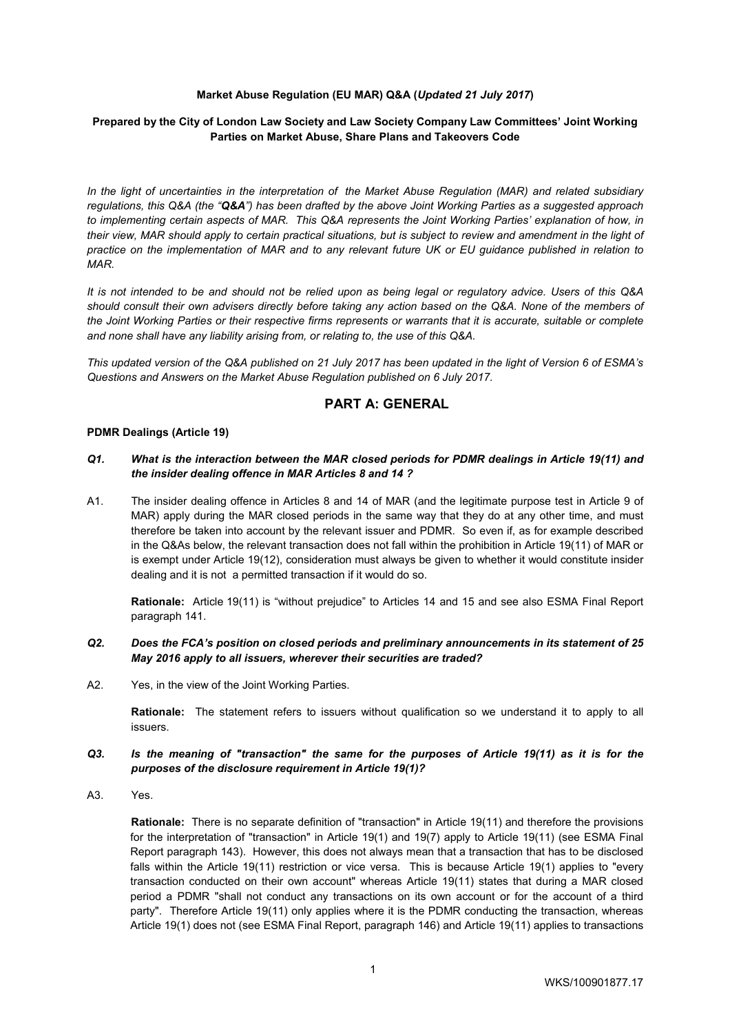**Market Abuse Regulation (EU MAR) Q&A (*Updated 21 July 2017*)**

**Prepared by the City of London Law Society and Law Society Company Law Committees' Joint Working Parties on Market Abuse, Share Plans and Takeovers Code**

*In the light of uncertainties in the interpretation of the Market Abuse Regulation (MAR) and related subsidiary regulations, this Q&A (the "**Q&A**") has been drafted by the above Joint Working Parties as a suggested approach to implementing certain aspects of MAR. This Q&A represents the Joint Working Parties' explanation of how, in their view, MAR should apply to certain practical situations, but is subject to review and amendment in the light of practice on the implementation of MAR and to any relevant future UK or EU guidance published in relation to MAR.*

*It is not intended to be and should not be relied upon as being legal or regulatory advice. Users of this Q&A should consult their own advisers directly before taking any action based on the Q&A. None of the members of the Joint Working Parties or their respective firms represents or warrants that it is accurate, suitable or complete and none shall have any liability arising from, or relating to, the use of this Q&A.*

*This updated version of the Q&A published on 21 July 2017 has been updated in the light of Version 6 of ESMA's Questions and Answers on the Market Abuse Regulation published on 6 July 2017.*

## PART A: GENERAL

### PDMR Dealings (Article 19)

***Q1. What is the interaction between the MAR closed periods for PDMR dealings in Article 19(11) and the insider dealing offence in MAR Articles 8 and 14 ?***

A1. The insider dealing offence in Articles 8 and 14 of MAR (and the legitimate purpose test in Article 9 of MAR) apply during the MAR closed periods in the same way that they do at any other time, and must therefore be taken into account by the relevant issuer and PDMR. So even if, as for example described in the Q&As below, the relevant transaction does not fall within the prohibition in Article 19(11) of MAR or is exempt under Article 19(12), consideration must always be given to whether it would constitute insider dealing and it is not a permitted transaction if it would do so.

**Rationale:** Article 19(11) is "without prejudice" to Articles 14 and 15 and see also ESMA Final Report paragraph 141.

***Q2. Does the FCA's position on closed periods and preliminary announcements in its statement of 25 May 2016 apply to all issuers, wherever their securities are traded?***

A2. Yes, in the view of the Joint Working Parties.

**Rationale:** The statement refers to issuers without qualification so we understand it to apply to all issuers.

***Q3. Is the meaning of "transaction" the same for the purposes of Article 19(11) as it is for the purposes of the disclosure requirement in Article 19(1)?***

A3. Yes.

**Rationale:** There is no separate definition of "transaction" in Article 19(11) and therefore the provisions for the interpretation of "transaction" in Article 19(1) and 19(7) apply to Article 19(11) (see ESMA Final Report paragraph 143). However, this does not always mean that a transaction that has to be disclosed falls within the Article 19(11) restriction or vice versa. This is because Article 19(1) applies to "every transaction conducted on their own account" whereas Article 19(11) states that during a MAR closed period a PDMR "shall not conduct any transactions on its own account or for the account of a third party". Therefore Article 19(11) only applies where it is the PDMR conducting the transaction, whereas Article 19(1) does not (see ESMA Final Report, paragraph 146) and Article 19(11) applies to transactions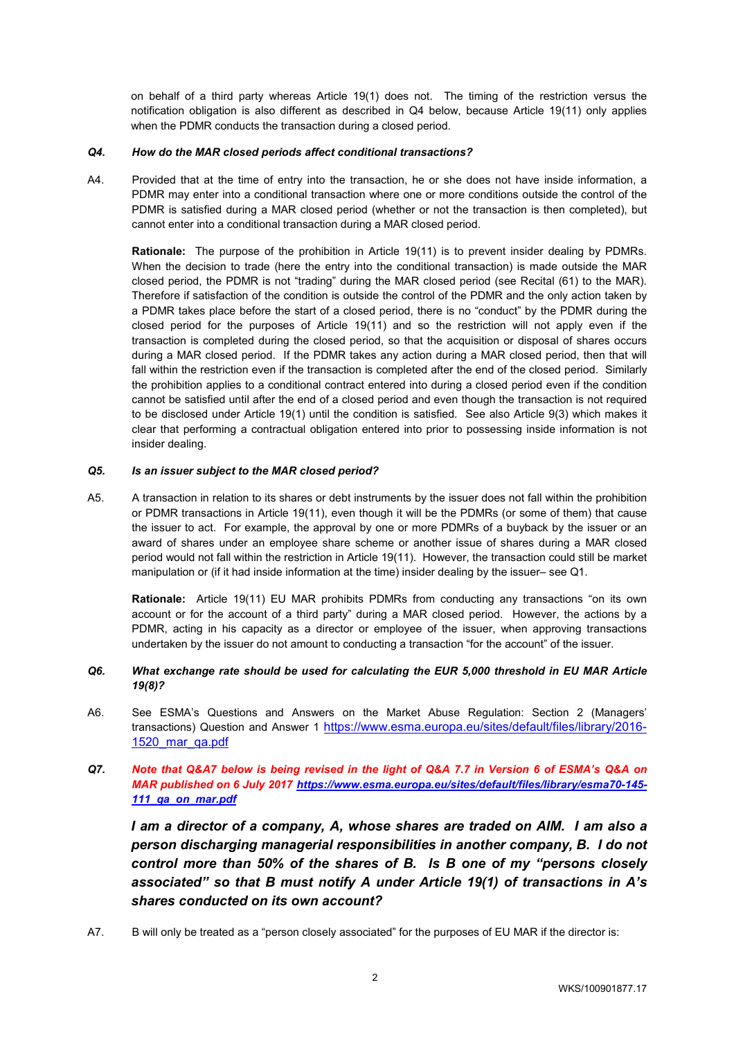on behalf of a third party whereas Article 19(1) does not. The timing of the restriction versus the notification obligation is also different as described in Q4 below, because Article 19(11) only applies when the PDMR conducts the transaction during a closed period.

***Q4. How do the MAR closed periods affect conditional transactions?***

A4. Provided that at the time of entry into the transaction, he or she does not have inside information, a PDMR may enter into a conditional transaction where one or more conditions outside the control of the PDMR is satisfied during a MAR closed period (whether or not the transaction is then completed), but cannot enter into a conditional transaction during a MAR closed period.

**Rationale:** The purpose of the prohibition in Article 19(11) is to prevent insider dealing by PDMRs. When the decision to trade (here the entry into the conditional transaction) is made outside the MAR closed period, the PDMR is not "trading" during the MAR closed period (see Recital (61) to the MAR). Therefore if satisfaction of the condition is outside the control of the PDMR and the only action taken by a PDMR takes place before the start of a closed period, there is no "conduct" by the PDMR during the closed period for the purposes of Article 19(11) and so the restriction will not apply even if the transaction is completed during the closed period, so that the acquisition or disposal of shares occurs during a MAR closed period. If the PDMR takes any action during a MAR closed period, then that will fall within the restriction even if the transaction is completed after the end of the closed period. Similarly the prohibition applies to a conditional contract entered into during a closed period even if the condition cannot be satisfied until after the end of a closed period and even though the transaction is not required to be disclosed under Article 19(1) until the condition is satisfied. See also Article 9(3) which makes it clear that performing a contractual obligation entered into prior to possessing inside information is not insider dealing.

***Q5. Is an issuer subject to the MAR closed period?***

A5. A transaction in relation to its shares or debt instruments by the issuer does not fall within the prohibition or PDMR transactions in Article 19(11), even though it will be the PDMRs (or some of them) that cause the issuer to act. For example, the approval by one or more PDMRs of a buyback by the issuer or an award of shares under an employee share scheme or another issue of shares during a MAR closed period would not fall within the restriction in Article 19(11). However, the transaction could still be market manipulation or (if it had inside information at the time) insider dealing by the issuer– see Q1.

**Rationale:** Article 19(11) EU MAR prohibits PDMRs from conducting any transactions "on its own account or for the account of a third party" during a MAR closed period. However, the actions by a PDMR, acting in his capacity as a director or employee of the issuer, when approving transactions undertaken by the issuer do not amount to conducting a transaction "for the account" of the issuer.

***Q6. What exchange rate should be used for calculating the EUR 5,000 threshold in EU MAR Article 19(8)?***

A6. See ESMA's Questions and Answers on the Market Abuse Regulation: Section 2 (Managers' transactions) Question and Answer 1 https://www.esma.europa.eu/sites/default/files/library/2016-1520_mar_qa.pdf

***Q7. Note that Q&A7 below is being revised in the light of Q&A 7.7 in Version 6 of ESMA's Q&A on MAR published on 6 July 2017 [https://www.esma.europa.eu/sites/default/files/library/esma70-145-111_qa_on_mar.pdf](https://www.esma.europa.eu/sites/default/files/library/esma70-145-111_qa_on_mar.pdf)***

***I am a director of a company, A, whose shares are traded on AIM. I am also a person discharging managerial responsibilities in another company, B. I do not control more than 50% of the shares of B. Is B one of my "persons closely associated" so that B must notify A under Article 19(1) of transactions in A's shares conducted on its own account?***

A7. B will only be treated as a "person closely associated" for the purposes of EU MAR if the director is: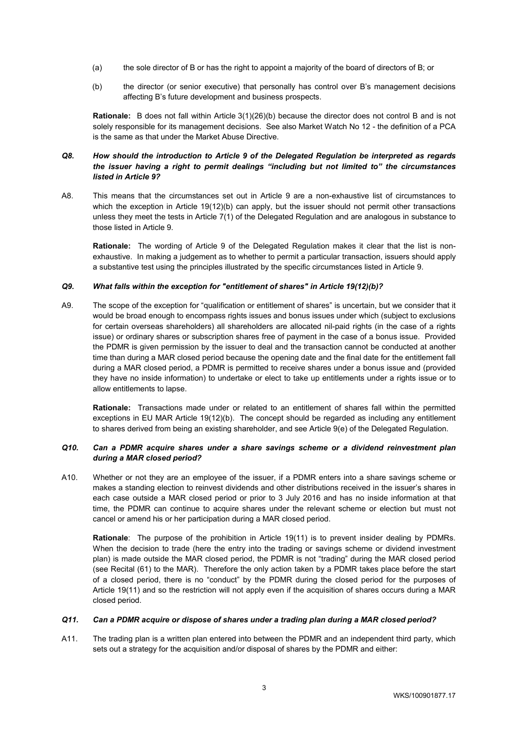(a) the sole director of B or has the right to appoint a majority of the board of directors of B; or

(b) the director (or senior executive) that personally has control over B's management decisions affecting B's future development and business prospects.

**Rationale:** B does not fall within Article 3(1)(26)(b) because the director does not control B and is not solely responsible for its management decisions. See also Market Watch No 12 - the definition of a PCA is the same as that under the Market Abuse Directive.

***Q8. How should the introduction to Article 9 of the Delegated Regulation be interpreted as regards the issuer having a right to permit dealings "including but not limited to" the circumstances listed in Article 9?***

A8. This means that the circumstances set out in Article 9 are a non-exhaustive list of circumstances to which the exception in Article 19(12)(b) can apply, but the issuer should not permit other transactions unless they meet the tests in Article 7(1) of the Delegated Regulation and are analogous in substance to those listed in Article 9.

**Rationale:** The wording of Article 9 of the Delegated Regulation makes it clear that the list is non-exhaustive. In making a judgement as to whether to permit a particular transaction, issuers should apply a substantive test using the principles illustrated by the specific circumstances listed in Article 9.

***Q9. What falls within the exception for "entitlement of shares" in Article 19(12)(b)?***

A9. The scope of the exception for "qualification or entitlement of shares" is uncertain, but we consider that it would be broad enough to encompass rights issues and bonus issues under which (subject to exclusions for certain overseas shareholders) all shareholders are allocated nil-paid rights (in the case of a rights issue) or ordinary shares or subscription shares free of payment in the case of a bonus issue. Provided the PDMR is given permission by the issuer to deal and the transaction cannot be conducted at another time than during a MAR closed period because the opening date and the final date for the entitlement fall during a MAR closed period, a PDMR is permitted to receive shares under a bonus issue and (provided they have no inside information) to undertake or elect to take up entitlements under a rights issue or to allow entitlements to lapse.

**Rationale:** Transactions made under or related to an entitlement of shares fall within the permitted exceptions in EU MAR Article 19(12)(b). The concept should be regarded as including any entitlement to shares derived from being an existing shareholder, and see Article 9(e) of the Delegated Regulation.

***Q10. Can a PDMR acquire shares under a share savings scheme or a dividend reinvestment plan during a MAR closed period?***

A10. Whether or not they are an employee of the issuer, if a PDMR enters into a share savings scheme or makes a standing election to reinvest dividends and other distributions received in the issuer's shares in each case outside a MAR closed period or prior to 3 July 2016 and has no inside information at that time, the PDMR can continue to acquire shares under the relevant scheme or election but must not cancel or amend his or her participation during a MAR closed period.

**Rationale**: The purpose of the prohibition in Article 19(11) is to prevent insider dealing by PDMRs. When the decision to trade (here the entry into the trading or savings scheme or dividend investment plan) is made outside the MAR closed period, the PDMR is not "trading" during the MAR closed period (see Recital (61) to the MAR). Therefore the only action taken by a PDMR takes place before the start of a closed period, there is no "conduct" by the PDMR during the closed period for the purposes of Article 19(11) and so the restriction will not apply even if the acquisition of shares occurs during a MAR closed period.

***Q11. Can a PDMR acquire or dispose of shares under a trading plan during a MAR closed period?***

A11. The trading plan is a written plan entered into between the PDMR and an independent third party, which sets out a strategy for the acquisition and/or disposal of shares by the PDMR and either: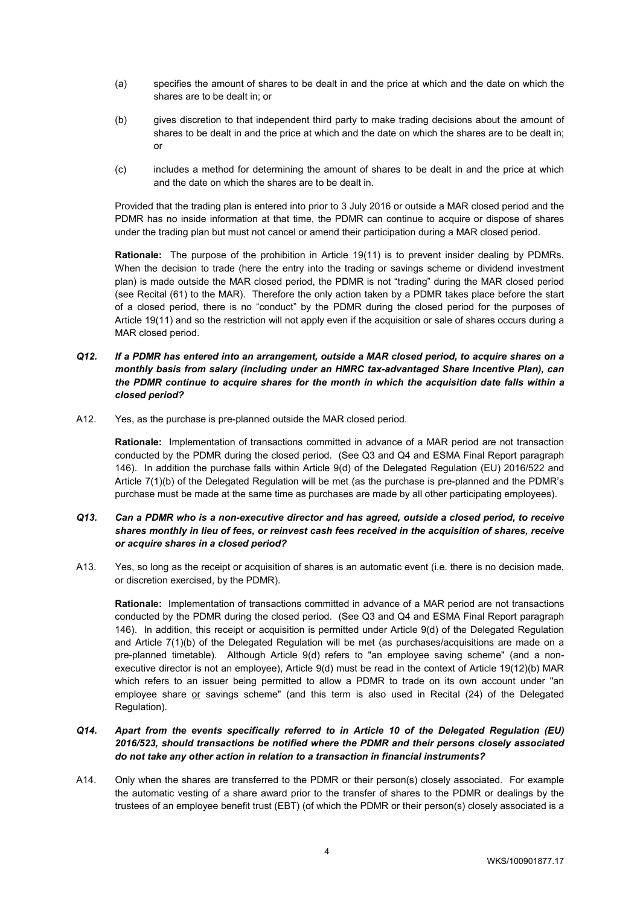(a) specifies the amount of shares to be dealt in and the price at which and the date on which the shares are to be dealt in; or

(b) gives discretion to that independent third party to make trading decisions about the amount of shares to be dealt in and the price at which and the date on which the shares are to be dealt in; or

(c) includes a method for determining the amount of shares to be dealt in and the price at which and the date on which the shares are to be dealt in.

Provided that the trading plan is entered into prior to 3 July 2016 or outside a MAR closed period and the PDMR has no inside information at that time, the PDMR can continue to acquire or dispose of shares under the trading plan but must not cancel or amend their participation during a MAR closed period.

**Rationale:** The purpose of the prohibition in Article 19(11) is to prevent insider dealing by PDMRs. When the decision to trade (here the entry into the trading or savings scheme or dividend investment plan) is made outside the MAR closed period, the PDMR is not "trading" during the MAR closed period (see Recital (61) to the MAR). Therefore the only action taken by a PDMR takes place before the start of a closed period, there is no "conduct" by the PDMR during the closed period for the purposes of Article 19(11) and so the restriction will not apply even if the acquisition or sale of shares occurs during a MAR closed period.

***Q12. If a PDMR has entered into an arrangement, outside a MAR closed period, to acquire shares on a monthly basis from salary (including under an HMRC tax-advantaged Share Incentive Plan), can the PDMR continue to acquire shares for the month in which the acquisition date falls within a closed period?***

A12. Yes, as the purchase is pre-planned outside the MAR closed period.

**Rationale:** Implementation of transactions committed in advance of a MAR period are not transaction conducted by the PDMR during the closed period. (See Q3 and Q4 and ESMA Final Report paragraph 146). In addition the purchase falls within Article 9(d) of the Delegated Regulation (EU) 2016/522 and Article 7(1)(b) of the Delegated Regulation will be met (as the purchase is pre-planned and the PDMR's purchase must be made at the same time as purchases are made by all other participating employees).

***Q13. Can a PDMR who is a non-executive director and has agreed, outside a closed period, to receive shares monthly in lieu of fees, or reinvest cash fees received in the acquisition of shares, receive or acquire shares in a closed period?***

A13. Yes, so long as the receipt or acquisition of shares is an automatic event (i.e. there is no decision made, or discretion exercised, by the PDMR).

**Rationale:** Implementation of transactions committed in advance of a MAR period are not transactions conducted by the PDMR during the closed period. (See Q3 and Q4 and ESMA Final Report paragraph 146). In addition, this receipt or acquisition is permitted under Article 9(d) of the Delegated Regulation and Article 7(1)(b) of the Delegated Regulation will be met (as purchases/acquisitions are made on a pre-planned timetable). Although Article 9(d) refers to "an employee saving scheme" (and a non-executive director is not an employee), Article 9(d) must be read in the context of Article 19(12)(b) MAR which refers to an issuer being permitted to allow a PDMR to trade on its own account under "an employee share or savings scheme" (and this term is also used in Recital (24) of the Delegated Regulation).

***Q14. Apart from the events specifically referred to in Article 10 of the Delegated Regulation (EU) 2016/523, should transactions be notified where the PDMR and their persons closely associated do not take any other action in relation to a transaction in financial instruments?***

A14. Only when the shares are transferred to the PDMR or their person(s) closely associated. For example the automatic vesting of a share award prior to the transfer of shares to the PDMR or dealings by the trustees of an employee benefit trust (EBT) (of which the PDMR or their person(s) closely associated is a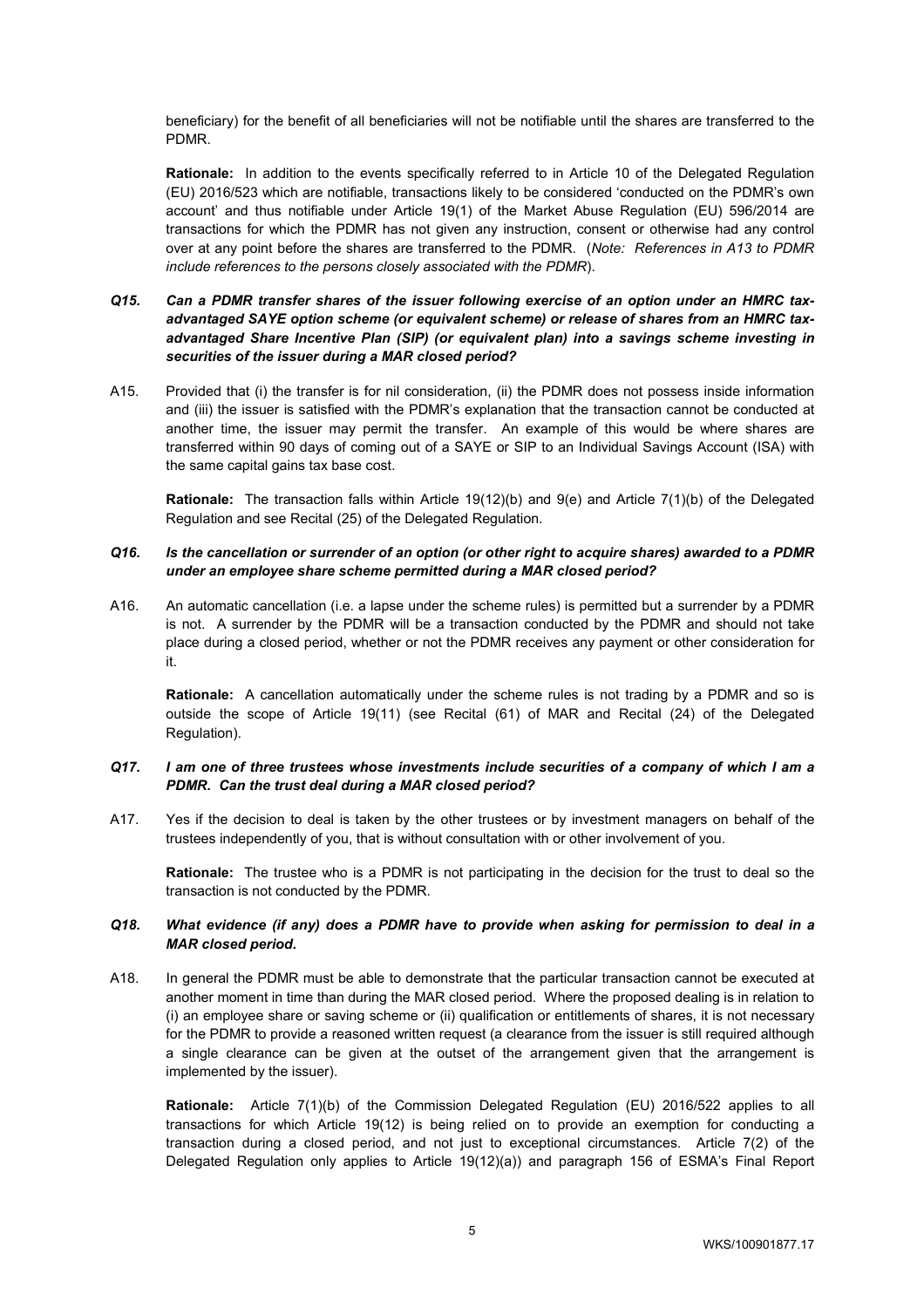beneficiary) for the benefit of all beneficiaries will not be notifiable until the shares are transferred to the PDMR.

**Rationale:** In addition to the events specifically referred to in Article 10 of the Delegated Regulation (EU) 2016/523 which are notifiable, transactions likely to be considered 'conducted on the PDMR's own account' and thus notifiable under Article 19(1) of the Market Abuse Regulation (EU) 596/2014 are transactions for which the PDMR has not given any instruction, consent or otherwise had any control over at any point before the shares are transferred to the PDMR. (*Note: References in A13 to PDMR include references to the persons closely associated with the PDMR*).

***Q15. Can a PDMR transfer shares of the issuer following exercise of an option under an HMRC tax-advantaged SAYE option scheme (or equivalent scheme) or release of shares from an HMRC tax-advantaged Share Incentive Plan (SIP) (or equivalent plan) into a savings scheme investing in securities of the issuer during a MAR closed period?***

A15. Provided that (i) the transfer is for nil consideration, (ii) the PDMR does not possess inside information and (iii) the issuer is satisfied with the PDMR's explanation that the transaction cannot be conducted at another time, the issuer may permit the transfer. An example of this would be where shares are transferred within 90 days of coming out of a SAYE or SIP to an Individual Savings Account (ISA) with the same capital gains tax base cost.

**Rationale:** The transaction falls within Article 19(12)(b) and 9(e) and Article 7(1)(b) of the Delegated Regulation and see Recital (25) of the Delegated Regulation.

***Q16. Is the cancellation or surrender of an option (or other right to acquire shares) awarded to a PDMR under an employee share scheme permitted during a MAR closed period?***

A16. An automatic cancellation (i.e. a lapse under the scheme rules) is permitted but a surrender by a PDMR is not. A surrender by the PDMR will be a transaction conducted by the PDMR and should not take place during a closed period, whether or not the PDMR receives any payment or other consideration for it.

**Rationale:** A cancellation automatically under the scheme rules is not trading by a PDMR and so is outside the scope of Article 19(11) (see Recital (61) of MAR and Recital (24) of the Delegated Regulation).

***Q17. I am one of three trustees whose investments include securities of a company of which I am a PDMR. Can the trust deal during a MAR closed period?***

A17. Yes if the decision to deal is taken by the other trustees or by investment managers on behalf of the trustees independently of you, that is without consultation with or other involvement of you.

**Rationale:** The trustee who is a PDMR is not participating in the decision for the trust to deal so the transaction is not conducted by the PDMR.

***Q18. What evidence (if any) does a PDMR have to provide when asking for permission to deal in a MAR closed period.***

A18. In general the PDMR must be able to demonstrate that the particular transaction cannot be executed at another moment in time than during the MAR closed period. Where the proposed dealing is in relation to (i) an employee share or saving scheme or (ii) qualification or entitlements of shares, it is not necessary for the PDMR to provide a reasoned written request (a clearance from the issuer is still required although a single clearance can be given at the outset of the arrangement given that the arrangement is implemented by the issuer).

**Rationale:** Article 7(1)(b) of the Commission Delegated Regulation (EU) 2016/522 applies to all transactions for which Article 19(12) is being relied on to provide an exemption for conducting a transaction during a closed period, and not just to exceptional circumstances. Article 7(2) of the Delegated Regulation only applies to Article 19(12)(a)) and paragraph 156 of ESMA's Final Report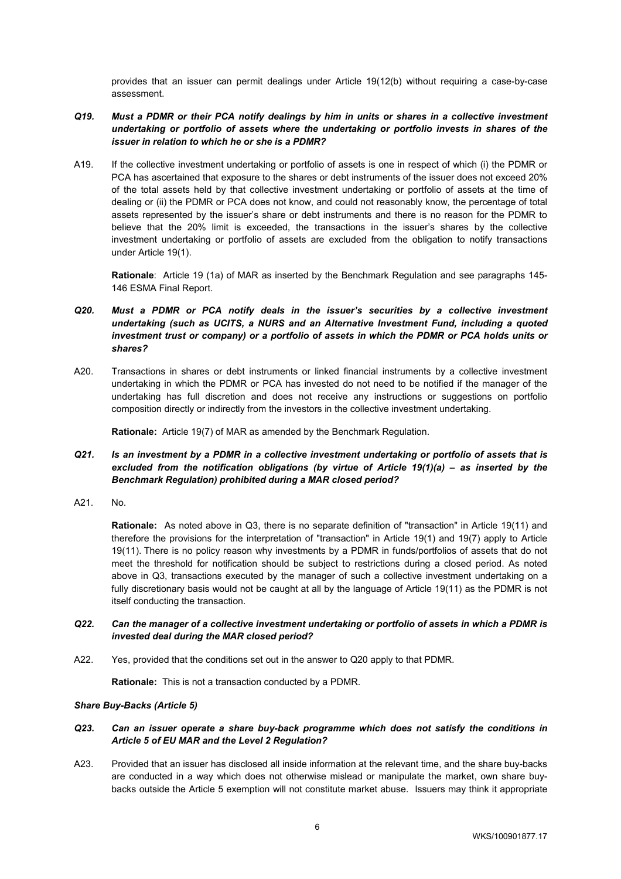provides that an issuer can permit dealings under Article 19(12(b) without requiring a case-by-case assessment.

***Q19. Must a PDMR or their PCA notify dealings by him in units or shares in a collective investment undertaking or portfolio of assets where the undertaking or portfolio invests in shares of the issuer in relation to which he or she is a PDMR?***

A19. If the collective investment undertaking or portfolio of assets is one in respect of which (i) the PDMR or PCA has ascertained that exposure to the shares or debt instruments of the issuer does not exceed 20% of the total assets held by that collective investment undertaking or portfolio of assets at the time of dealing or (ii) the PDMR or PCA does not know, and could not reasonably know, the percentage of total assets represented by the issuer's share or debt instruments and there is no reason for the PDMR to believe that the 20% limit is exceeded, the transactions in the issuer's shares by the collective investment undertaking or portfolio of assets are excluded from the obligation to notify transactions under Article 19(1).

**Rationale**: Article 19 (1a) of MAR as inserted by the Benchmark Regulation and see paragraphs 145-146 ESMA Final Report.

***Q20. Must a PDMR or PCA notify deals in the issuer's securities by a collective investment undertaking (such as UCITS, a NURS and an Alternative Investment Fund, including a quoted investment trust or company) or a portfolio of assets in which the PDMR or PCA holds units or shares?***

A20. Transactions in shares or debt instruments or linked financial instruments by a collective investment undertaking in which the PDMR or PCA has invested do not need to be notified if the manager of the undertaking has full discretion and does not receive any instructions or suggestions on portfolio composition directly or indirectly from the investors in the collective investment undertaking.

**Rationale:** Article 19(7) of MAR as amended by the Benchmark Regulation.

***Q21. Is an investment by a PDMR in a collective investment undertaking or portfolio of assets that is excluded from the notification obligations (by virtue of Article 19(1)(a) – as inserted by the Benchmark Regulation) prohibited during a MAR closed period?***

A21. No.

**Rationale:** As noted above in Q3, there is no separate definition of "transaction" in Article 19(11) and therefore the provisions for the interpretation of "transaction" in Article 19(1) and 19(7) apply to Article 19(11). There is no policy reason why investments by a PDMR in funds/portfolios of assets that do not meet the threshold for notification should be subject to restrictions during a closed period. As noted above in Q3, transactions executed by the manager of such a collective investment undertaking on a fully discretionary basis would not be caught at all by the language of Article 19(11) as the PDMR is not itself conducting the transaction.

***Q22. Can the manager of a collective investment undertaking or portfolio of assets in which a PDMR is invested deal during the MAR closed period?***

A22. Yes, provided that the conditions set out in the answer to Q20 apply to that PDMR.

**Rationale:** This is not a transaction conducted by a PDMR.

***Share Buy-Backs (Article 5)***

***Q23. Can an issuer operate a share buy-back programme which does not satisfy the conditions in Article 5 of EU MAR and the Level 2 Regulation?***

A23. Provided that an issuer has disclosed all inside information at the relevant time, and the share buy-backs are conducted in a way which does not otherwise mislead or manipulate the market, own share buy-backs outside the Article 5 exemption will not constitute market abuse. Issuers may think it appropriate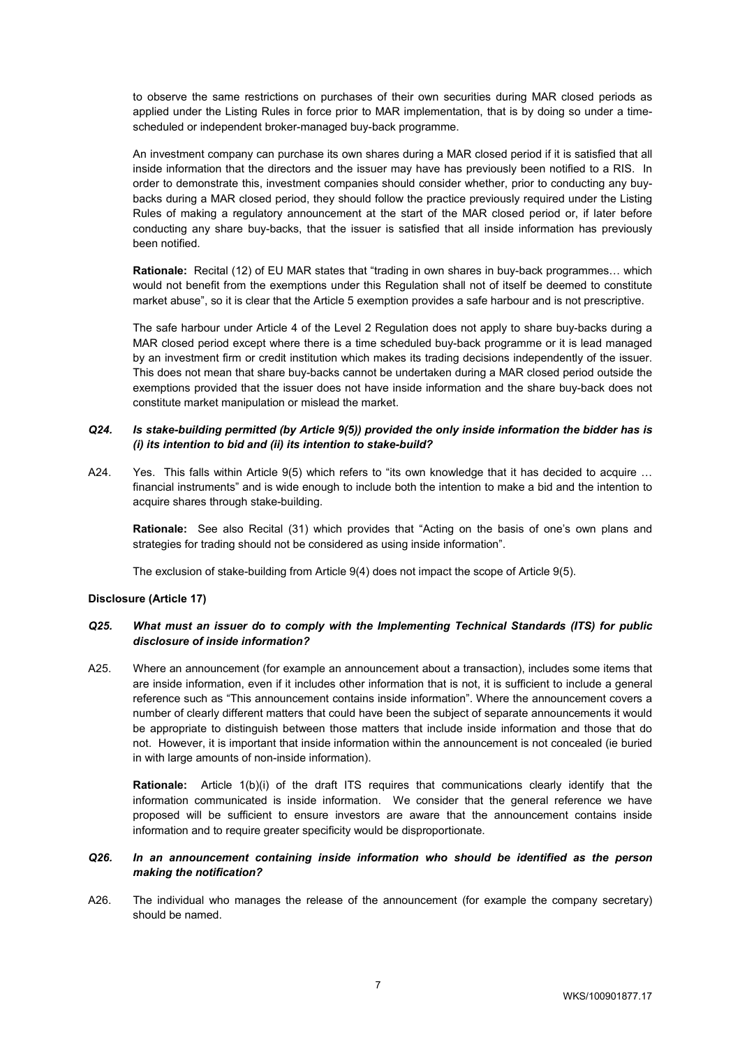to observe the same restrictions on purchases of their own securities during MAR closed periods as applied under the Listing Rules in force prior to MAR implementation, that is by doing so under a time-scheduled or independent broker-managed buy-back programme.

An investment company can purchase its own shares during a MAR closed period if it is satisfied that all inside information that the directors and the issuer may have has previously been notified to a RIS. In order to demonstrate this, investment companies should consider whether, prior to conducting any buy-backs during a MAR closed period, they should follow the practice previously required under the Listing Rules of making a regulatory announcement at the start of the MAR closed period or, if later before conducting any share buy-backs, that the issuer is satisfied that all inside information has previously been notified.

**Rationale:** Recital (12) of EU MAR states that "trading in own shares in buy-back programmes… which would not benefit from the exemptions under this Regulation shall not of itself be deemed to constitute market abuse", so it is clear that the Article 5 exemption provides a safe harbour and is not prescriptive.

The safe harbour under Article 4 of the Level 2 Regulation does not apply to share buy-backs during a MAR closed period except where there is a time scheduled buy-back programme or it is lead managed by an investment firm or credit institution which makes its trading decisions independently of the issuer. This does not mean that share buy-backs cannot be undertaken during a MAR closed period outside the exemptions provided that the issuer does not have inside information and the share buy-back does not constitute market manipulation or mislead the market.

***Q24. Is stake-building permitted (by Article 9(5)) provided the only inside information the bidder has is (i) its intention to bid and (ii) its intention to stake-build?***

A24. Yes. This falls within Article 9(5) which refers to "its own knowledge that it has decided to acquire … financial instruments" and is wide enough to include both the intention to make a bid and the intention to acquire shares through stake-building.

**Rationale:** See also Recital (31) which provides that "Acting on the basis of one's own plans and strategies for trading should not be considered as using inside information".

The exclusion of stake-building from Article 9(4) does not impact the scope of Article 9(5).

**Disclosure (Article 17)**

***Q25. What must an issuer do to comply with the Implementing Technical Standards (ITS) for public disclosure of inside information?***

A25. Where an announcement (for example an announcement about a transaction), includes some items that are inside information, even if it includes other information that is not, it is sufficient to include a general reference such as "This announcement contains inside information". Where the announcement covers a number of clearly different matters that could have been the subject of separate announcements it would be appropriate to distinguish between those matters that include inside information and those that do not. However, it is important that inside information within the announcement is not concealed (ie buried in with large amounts of non-inside information).

**Rationale:** Article 1(b)(i) of the draft ITS requires that communications clearly identify that the information communicated is inside information. We consider that the general reference we have proposed will be sufficient to ensure investors are aware that the announcement contains inside information and to require greater specificity would be disproportionate.

***Q26. In an announcement containing inside information who should be identified as the person making the notification?***

A26. The individual who manages the release of the announcement (for example the company secretary) should be named.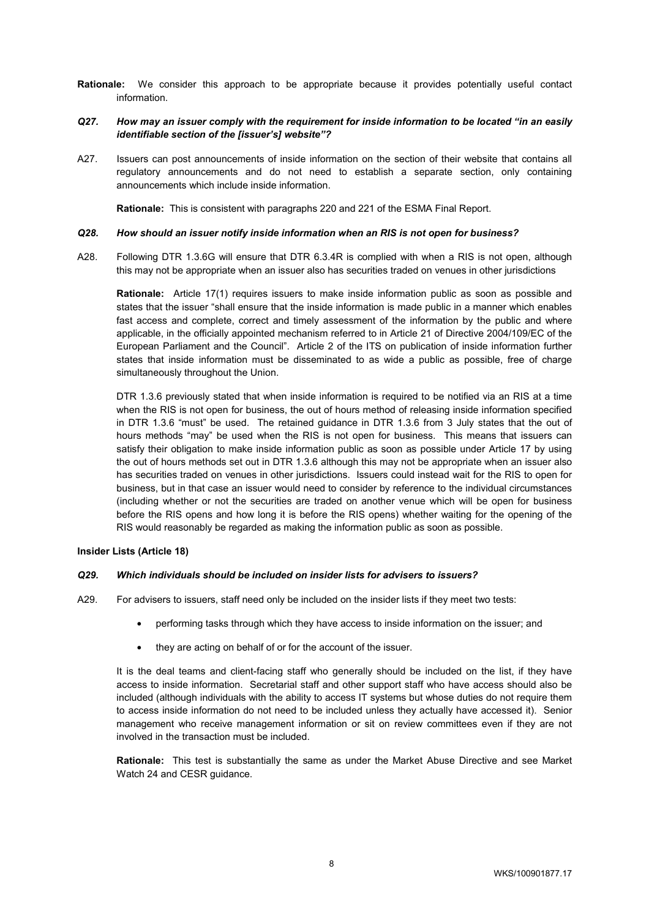**Rationale:** We consider this approach to be appropriate because it provides potentially useful contact information.

***Q27. How may an issuer comply with the requirement for inside information to be located "in an easily identifiable section of the [issuer's] website"?***

A27. Issuers can post announcements of inside information on the section of their website that contains all regulatory announcements and do not need to establish a separate section, only containing announcements which include inside information.

**Rationale:** This is consistent with paragraphs 220 and 221 of the ESMA Final Report.

***Q28. How should an issuer notify inside information when an RIS is not open for business?***

A28. Following DTR 1.3.6G will ensure that DTR 6.3.4R is complied with when a RIS is not open, although this may not be appropriate when an issuer also has securities traded on venues in other jurisdictions

**Rationale:** Article 17(1) requires issuers to make inside information public as soon as possible and states that the issuer "shall ensure that the inside information is made public in a manner which enables fast access and complete, correct and timely assessment of the information by the public and where applicable, in the officially appointed mechanism referred to in Article 21 of Directive 2004/109/EC of the European Parliament and the Council". Article 2 of the ITS on publication of inside information further states that inside information must be disseminated to as wide a public as possible, free of charge simultaneously throughout the Union.

DTR 1.3.6 previously stated that when inside information is required to be notified via an RIS at a time when the RIS is not open for business, the out of hours method of releasing inside information specified in DTR 1.3.6 "must" be used. The retained guidance in DTR 1.3.6 from 3 July states that the out of hours methods "may" be used when the RIS is not open for business. This means that issuers can satisfy their obligation to make inside information public as soon as possible under Article 17 by using the out of hours methods set out in DTR 1.3.6 although this may not be appropriate when an issuer also has securities traded on venues in other jurisdictions. Issuers could instead wait for the RIS to open for business, but in that case an issuer would need to consider by reference to the individual circumstances (including whether or not the securities are traded on another venue which will be open for business before the RIS opens and how long it is before the RIS opens) whether waiting for the opening of the RIS would reasonably be regarded as making the information public as soon as possible.

**Insider Lists (Article 18)**

***Q29. Which individuals should be included on insider lists for advisers to issuers?***

A29. For advisers to issuers, staff need only be included on the insider lists if they meet two tests:

- performing tasks through which they have access to inside information on the issuer; and
- they are acting on behalf of or for the account of the issuer.

It is the deal teams and client-facing staff who generally should be included on the list, if they have access to inside information. Secretarial staff and other support staff who have access should also be included (although individuals with the ability to access IT systems but whose duties do not require them to access inside information do not need to be included unless they actually have accessed it). Senior management who receive management information or sit on review committees even if they are not involved in the transaction must be included.

**Rationale:** This test is substantially the same as under the Market Abuse Directive and see Market Watch 24 and CESR guidance.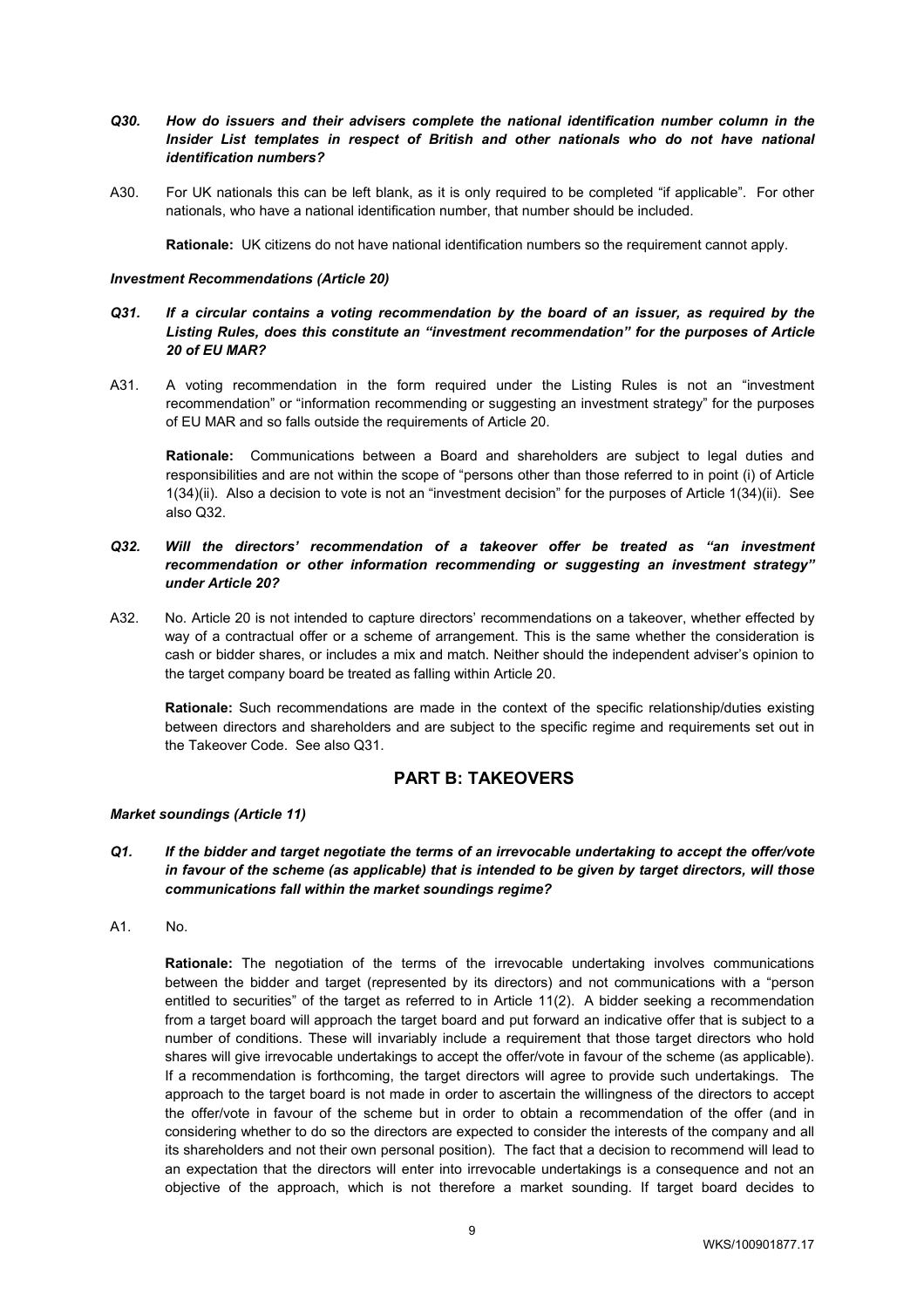***Q30. How do issuers and their advisers complete the national identification number column in the Insider List templates in respect of British and other nationals who do not have national identification numbers?***

A30. For UK nationals this can be left blank, as it is only required to be completed "if applicable". For other nationals, who have a national identification number, that number should be included.

**Rationale:** UK citizens do not have national identification numbers so the requirement cannot apply.

***Investment Recommendations (Article 20)***

***Q31. If a circular contains a voting recommendation by the board of an issuer, as required by the Listing Rules, does this constitute an "investment recommendation" for the purposes of Article 20 of EU MAR?***

A31. A voting recommendation in the form required under the Listing Rules is not an "investment recommendation" or "information recommending or suggesting an investment strategy" for the purposes of EU MAR and so falls outside the requirements of Article 20.

**Rationale:** Communications between a Board and shareholders are subject to legal duties and responsibilities and are not within the scope of "persons other than those referred to in point (i) of Article 1(34)(ii). Also a decision to vote is not an "investment decision" for the purposes of Article 1(34)(ii). See also Q32.

***Q32. Will the directors' recommendation of a takeover offer be treated as "an investment recommendation or other information recommending or suggesting an investment strategy" under Article 20?***

A32. No. Article 20 is not intended to capture directors' recommendations on a takeover, whether effected by way of a contractual offer or a scheme of arrangement. This is the same whether the consideration is cash or bidder shares, or includes a mix and match. Neither should the independent adviser's opinion to the target company board be treated as falling within Article 20.

**Rationale:** Such recommendations are made in the context of the specific relationship/duties existing between directors and shareholders and are subject to the specific regime and requirements set out in the Takeover Code. See also Q31.

## PART B: TAKEOVERS

***Market soundings (Article 11)***

***Q1. If the bidder and target negotiate the terms of an irrevocable undertaking to accept the offer/vote in favour of the scheme (as applicable) that is intended to be given by target directors, will those communications fall within the market soundings regime?***

A1. No.

**Rationale:** The negotiation of the terms of the irrevocable undertaking involves communications between the bidder and target (represented by its directors) and not communications with a "person entitled to securities" of the target as referred to in Article 11(2). A bidder seeking a recommendation from a target board will approach the target board and put forward an indicative offer that is subject to a number of conditions. These will invariably include a requirement that those target directors who hold shares will give irrevocable undertakings to accept the offer/vote in favour of the scheme (as applicable). If a recommendation is forthcoming, the target directors will agree to provide such undertakings. The approach to the target board is not made in order to ascertain the willingness of the directors to accept the offer/vote in favour of the scheme but in order to obtain a recommendation of the offer (and in considering whether to do so the directors are expected to consider the interests of the company and all its shareholders and not their own personal position). The fact that a decision to recommend will lead to an expectation that the directors will enter into irrevocable undertakings is a consequence and not an objective of the approach, which is not therefore a market sounding. If target board decides to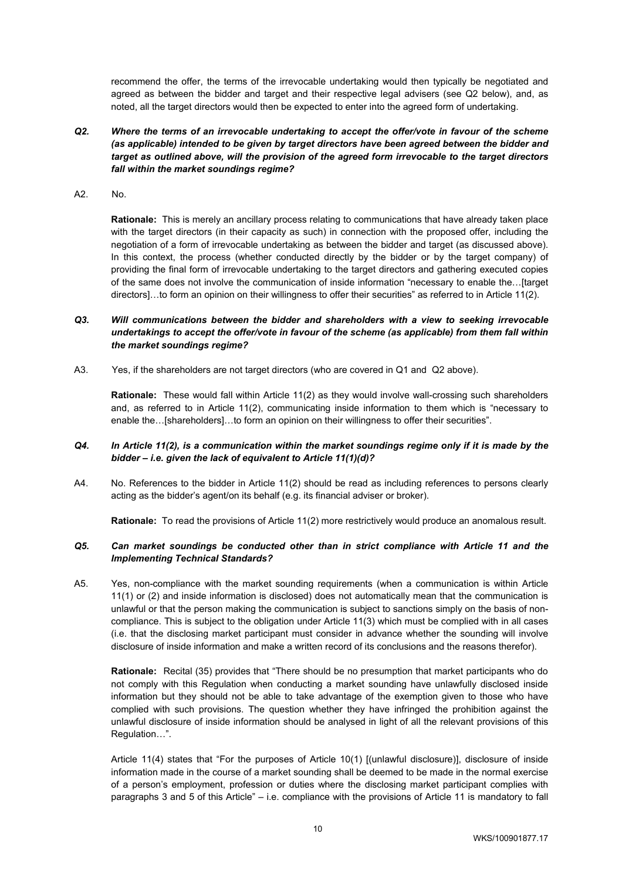recommend the offer, the terms of the irrevocable undertaking would then typically be negotiated and agreed as between the bidder and target and their respective legal advisers (see Q2 below), and, as noted, all the target directors would then be expected to enter into the agreed form of undertaking.

***Q2. Where the terms of an irrevocable undertaking to accept the offer/vote in favour of the scheme (as applicable) intended to be given by target directors have been agreed between the bidder and target as outlined above, will the provision of the agreed form irrevocable to the target directors fall within the market soundings regime?***

A2. No.

**Rationale:** This is merely an ancillary process relating to communications that have already taken place with the target directors (in their capacity as such) in connection with the proposed offer, including the negotiation of a form of irrevocable undertaking as between the bidder and target (as discussed above). In this context, the process (whether conducted directly by the bidder or by the target company) of providing the final form of irrevocable undertaking to the target directors and gathering executed copies of the same does not involve the communication of inside information "necessary to enable the…[target directors]…to form an opinion on their willingness to offer their securities" as referred to in Article 11(2).

***Q3. Will communications between the bidder and shareholders with a view to seeking irrevocable undertakings to accept the offer/vote in favour of the scheme (as applicable) from them fall within the market soundings regime?***

A3. Yes, if the shareholders are not target directors (who are covered in Q1 and Q2 above).

**Rationale:** These would fall within Article 11(2) as they would involve wall-crossing such shareholders and, as referred to in Article 11(2), communicating inside information to them which is "necessary to enable the…[shareholders]…to form an opinion on their willingness to offer their securities".

***Q4. In Article 11(2), is a communication within the market soundings regime only if it is made by the bidder – i.e. given the lack of equivalent to Article 11(1)(d)?***

A4. No. References to the bidder in Article 11(2) should be read as including references to persons clearly acting as the bidder's agent/on its behalf (e.g. its financial adviser or broker).

**Rationale:** To read the provisions of Article 11(2) more restrictively would produce an anomalous result.

***Q5. Can market soundings be conducted other than in strict compliance with Article 11 and the Implementing Technical Standards?***

A5. Yes, non-compliance with the market sounding requirements (when a communication is within Article 11(1) or (2) and inside information is disclosed) does not automatically mean that the communication is unlawful or that the person making the communication is subject to sanctions simply on the basis of non-compliance. This is subject to the obligation under Article 11(3) which must be complied with in all cases (i.e. that the disclosing market participant must consider in advance whether the sounding will involve disclosure of inside information and make a written record of its conclusions and the reasons therefor).

**Rationale:** Recital (35) provides that "There should be no presumption that market participants who do not comply with this Regulation when conducting a market sounding have unlawfully disclosed inside information but they should not be able to take advantage of the exemption given to those who have complied with such provisions. The question whether they have infringed the prohibition against the unlawful disclosure of inside information should be analysed in light of all the relevant provisions of this Regulation…".

Article 11(4) states that "For the purposes of Article 10(1) [(unlawful disclosure)], disclosure of inside information made in the course of a market sounding shall be deemed to be made in the normal exercise of a person's employment, profession or duties where the disclosing market participant complies with paragraphs 3 and 5 of this Article" – i.e. compliance with the provisions of Article 11 is mandatory to fall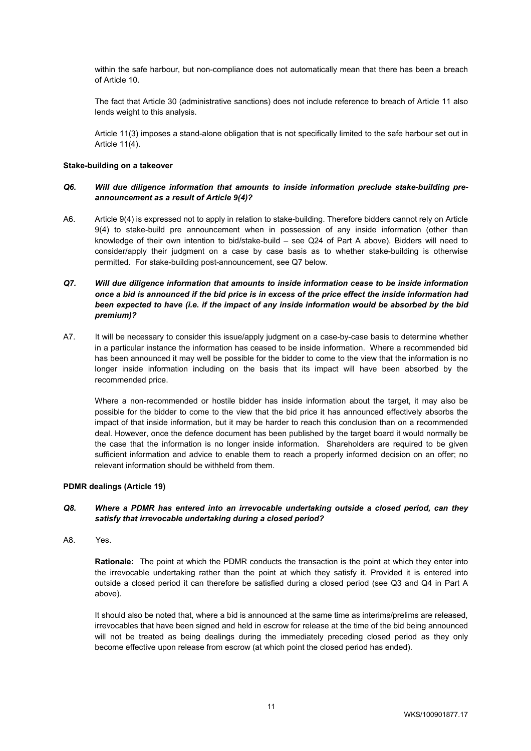within the safe harbour, but non-compliance does not automatically mean that there has been a breach of Article 10.

The fact that Article 30 (administrative sanctions) does not include reference to breach of Article 11 also lends weight to this analysis.

Article 11(3) imposes a stand-alone obligation that is not specifically limited to the safe harbour set out in Article 11(4).

**Stake-building on a takeover**

***Q6. Will due diligence information that amounts to inside information preclude stake-building pre-announcement as a result of Article 9(4)?***

A6. Article 9(4) is expressed not to apply in relation to stake-building. Therefore bidders cannot rely on Article 9(4) to stake-build pre announcement when in possession of any inside information (other than knowledge of their own intention to bid/stake-build – see Q24 of Part A above). Bidders will need to consider/apply their judgment on a case by case basis as to whether stake-building is otherwise permitted. For stake-building post-announcement, see Q7 below.

***Q7. Will due diligence information that amounts to inside information cease to be inside information once a bid is announced if the bid price is in excess of the price effect the inside information had been expected to have (i.e. if the impact of any inside information would be absorbed by the bid premium)?***

A7. It will be necessary to consider this issue/apply judgment on a case-by-case basis to determine whether in a particular instance the information has ceased to be inside information. Where a recommended bid has been announced it may well be possible for the bidder to come to the view that the information is no longer inside information including on the basis that its impact will have been absorbed by the recommended price.

Where a non-recommended or hostile bidder has inside information about the target, it may also be possible for the bidder to come to the view that the bid price it has announced effectively absorbs the impact of that inside information, but it may be harder to reach this conclusion than on a recommended deal. However, once the defence document has been published by the target board it would normally be the case that the information is no longer inside information. Shareholders are required to be given sufficient information and advice to enable them to reach a properly informed decision on an offer; no relevant information should be withheld from them.

**PDMR dealings (Article 19)**

***Q8. Where a PDMR has entered into an irrevocable undertaking outside a closed period, can they satisfy that irrevocable undertaking during a closed period?***

A8. Yes.

**Rationale:** The point at which the PDMR conducts the transaction is the point at which they enter into the irrevocable undertaking rather than the point at which they satisfy it. Provided it is entered into outside a closed period it can therefore be satisfied during a closed period (see Q3 and Q4 in Part A above).

It should also be noted that, where a bid is announced at the same time as interims/prelims are released, irrevocables that have been signed and held in escrow for release at the time of the bid being announced will not be treated as being dealings during the immediately preceding closed period as they only become effective upon release from escrow (at which point the closed period has ended).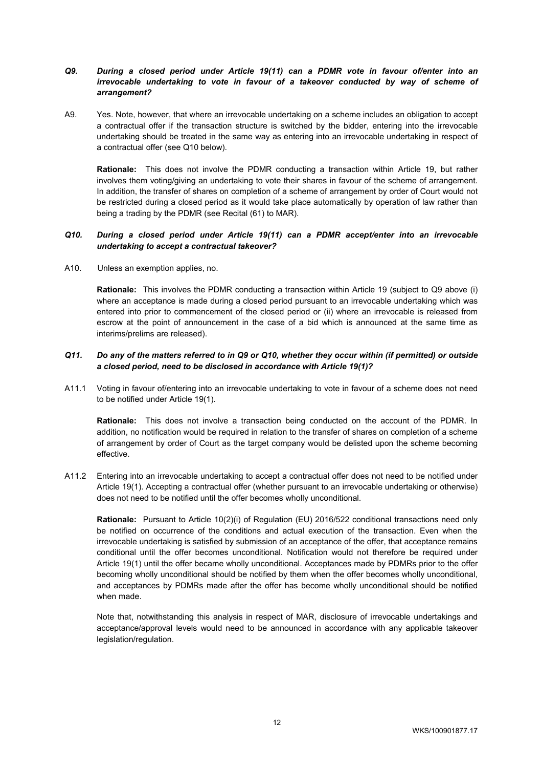***Q9. During a closed period under Article 19(11) can a PDMR vote in favour of/enter into an irrevocable undertaking to vote in favour of a takeover conducted by way of scheme of arrangement?***

A9. Yes. Note, however, that where an irrevocable undertaking on a scheme includes an obligation to accept a contractual offer if the transaction structure is switched by the bidder, entering into the irrevocable undertaking should be treated in the same way as entering into an irrevocable undertaking in respect of a contractual offer (see Q10 below).

**Rationale:** This does not involve the PDMR conducting a transaction within Article 19, but rather involves them voting/giving an undertaking to vote their shares in favour of the scheme of arrangement. In addition, the transfer of shares on completion of a scheme of arrangement by order of Court would not be restricted during a closed period as it would take place automatically by operation of law rather than being a trading by the PDMR (see Recital (61) to MAR).

***Q10. During a closed period under Article 19(11) can a PDMR accept/enter into an irrevocable undertaking to accept a contractual takeover?***

A10. Unless an exemption applies, no.

**Rationale:** This involves the PDMR conducting a transaction within Article 19 (subject to Q9 above (i) where an acceptance is made during a closed period pursuant to an irrevocable undertaking which was entered into prior to commencement of the closed period or (ii) where an irrevocable is released from escrow at the point of announcement in the case of a bid which is announced at the same time as interims/prelims are released).

***Q11. Do any of the matters referred to in Q9 or Q10, whether they occur within (if permitted) or outside a closed period, need to be disclosed in accordance with Article 19(1)?***

A11.1 Voting in favour of/entering into an irrevocable undertaking to vote in favour of a scheme does not need to be notified under Article 19(1).

**Rationale:** This does not involve a transaction being conducted on the account of the PDMR. In addition, no notification would be required in relation to the transfer of shares on completion of a scheme of arrangement by order of Court as the target company would be delisted upon the scheme becoming effective.

A11.2 Entering into an irrevocable undertaking to accept a contractual offer does not need to be notified under Article 19(1). Accepting a contractual offer (whether pursuant to an irrevocable undertaking or otherwise) does not need to be notified until the offer becomes wholly unconditional.

**Rationale:** Pursuant to Article 10(2)(i) of Regulation (EU) 2016/522 conditional transactions need only be notified on occurrence of the conditions and actual execution of the transaction. Even when the irrevocable undertaking is satisfied by submission of an acceptance of the offer, that acceptance remains conditional until the offer becomes unconditional. Notification would not therefore be required under Article 19(1) until the offer became wholly unconditional. Acceptances made by PDMRs prior to the offer becoming wholly unconditional should be notified by them when the offer becomes wholly unconditional, and acceptances by PDMRs made after the offer has become wholly unconditional should be notified when made.

Note that, notwithstanding this analysis in respect of MAR, disclosure of irrevocable undertakings and acceptance/approval levels would need to be announced in accordance with any applicable takeover legislation/regulation.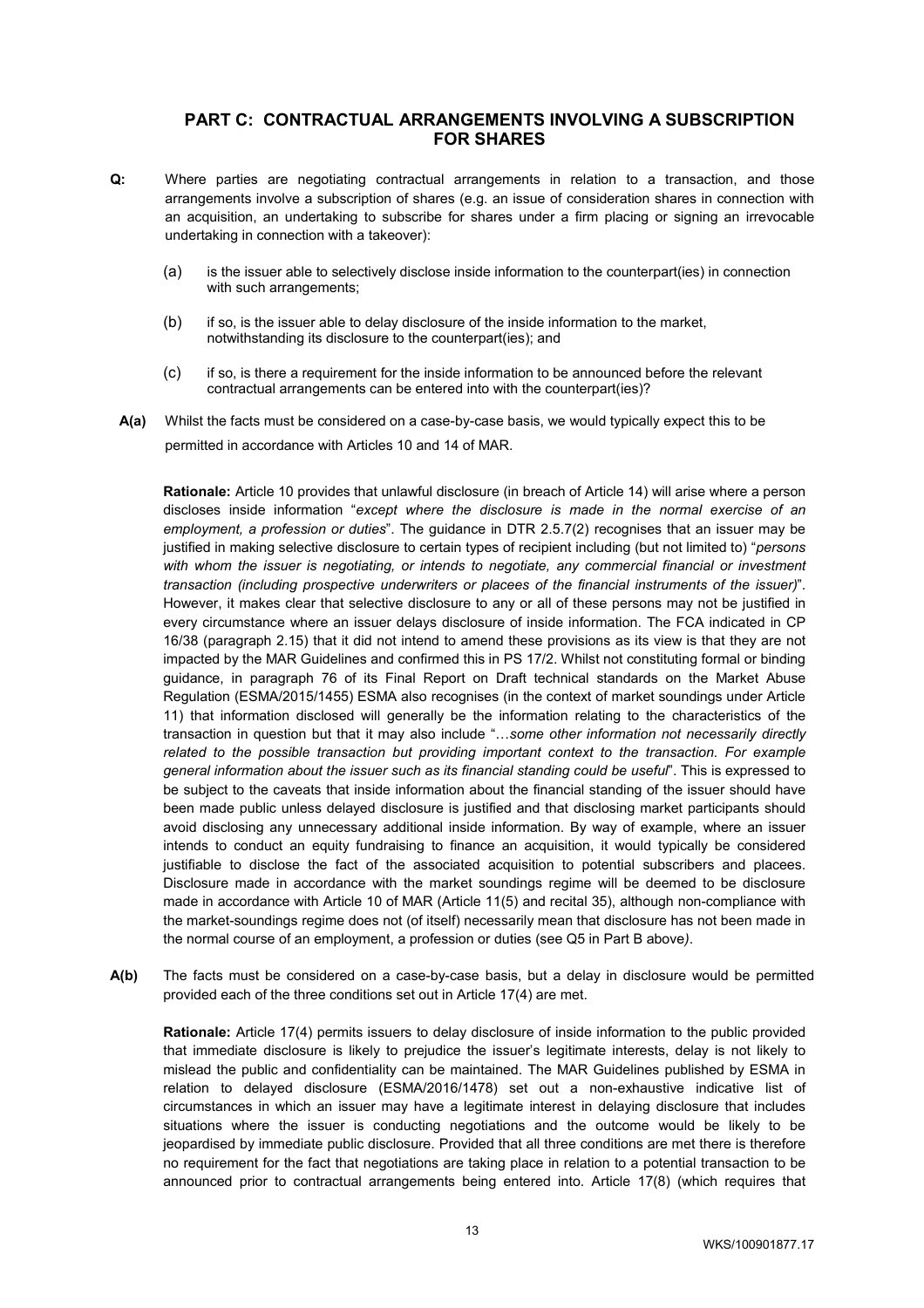## PART C: CONTRACTUAL ARRANGEMENTS INVOLVING A SUBSCRIPTION FOR SHARES

**Q:** Where parties are negotiating contractual arrangements in relation to a transaction, and those arrangements involve a subscription of shares (e.g. an issue of consideration shares in connection with an acquisition, an undertaking to subscribe for shares under a firm placing or signing an irrevocable undertaking in connection with a takeover):

(a) is the issuer able to selectively disclose inside information to the counterpart(ies) in connection with such arrangements;

(b) if so, is the issuer able to delay disclosure of the inside information to the market, notwithstanding its disclosure to the counterpart(ies); and

(c) if so, is there a requirement for the inside information to be announced before the relevant contractual arrangements can be entered into with the counterpart(ies)?

**A(a)** Whilst the facts must be considered on a case-by-case basis, we would typically expect this to be permitted in accordance with Articles 10 and 14 of MAR.

**Rationale:** Article 10 provides that unlawful disclosure (in breach of Article 14) will arise where a person discloses inside information "*except where the disclosure is made in the normal exercise of an employment, a profession or duties*". The guidance in DTR 2.5.7(2) recognises that an issuer may be justified in making selective disclosure to certain types of recipient including (but not limited to) "*persons with whom the issuer is negotiating, or intends to negotiate, any commercial financial or investment transaction (including prospective underwriters or placees of the financial instruments of the issuer)*". However, it makes clear that selective disclosure to any or all of these persons may not be justified in every circumstance where an issuer delays disclosure of inside information. The FCA indicated in CP 16/38 (paragraph 2.15) that it did not intend to amend these provisions as its view is that they are not impacted by the MAR Guidelines and confirmed this in PS 17/2. Whilst not constituting formal or binding guidance, in paragraph 76 of its Final Report on Draft technical standards on the Market Abuse Regulation (ESMA/2015/1455) ESMA also recognises (in the context of market soundings under Article 11) that information disclosed will generally be the information relating to the characteristics of the transaction in question but that it may also include "…*some other information not necessarily directly related to the possible transaction but providing important context to the transaction. For example general information about the issuer such as its financial standing could be useful*". This is expressed to be subject to the caveats that inside information about the financial standing of the issuer should have been made public unless delayed disclosure is justified and that disclosing market participants should avoid disclosing any unnecessary additional inside information. By way of example, where an issuer intends to conduct an equity fundraising to finance an acquisition, it would typically be considered justifiable to disclose the fact of the associated acquisition to potential subscribers and placees. Disclosure made in accordance with the market soundings regime will be deemed to be disclosure made in accordance with Article 10 of MAR (Article 11(5) and recital 35), although non-compliance with the market-soundings regime does not (of itself) necessarily mean that disclosure has not been made in the normal course of an employment, a profession or duties (see Q5 in Part B above*)*.

**A(b)** The facts must be considered on a case-by-case basis, but a delay in disclosure would be permitted provided each of the three conditions set out in Article 17(4) are met.

**Rationale:** Article 17(4) permits issuers to delay disclosure of inside information to the public provided that immediate disclosure is likely to prejudice the issuer's legitimate interests, delay is not likely to mislead the public and confidentiality can be maintained. The MAR Guidelines published by ESMA in relation to delayed disclosure (ESMA/2016/1478) set out a non-exhaustive indicative list of circumstances in which an issuer may have a legitimate interest in delaying disclosure that includes situations where the issuer is conducting negotiations and the outcome would be likely to be jeopardised by immediate public disclosure. Provided that all three conditions are met there is therefore no requirement for the fact that negotiations are taking place in relation to a potential transaction to be announced prior to contractual arrangements being entered into. Article 17(8) (which requires that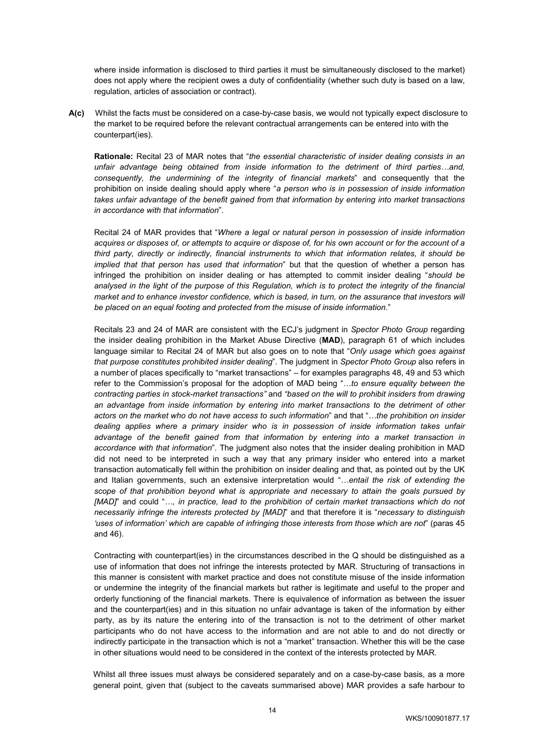where inside information is disclosed to third parties it must be simultaneously disclosed to the market) does not apply where the recipient owes a duty of confidentiality (whether such duty is based on a law, regulation, articles of association or contract).

**A(c)** Whilst the facts must be considered on a case-by-case basis, we would not typically expect disclosure to the market to be required before the relevant contractual arrangements can be entered into with the counterpart(ies).

**Rationale:** Recital 23 of MAR notes that "*the essential characteristic of insider dealing consists in an unfair advantage being obtained from inside information to the detriment of third parties…and, consequently, the undermining of the integrity of financial markets*" and consequently that the prohibition on inside dealing should apply where "*a person who is in possession of inside information takes unfair advantage of the benefit gained from that information by entering into market transactions in accordance with that information*".

Recital 24 of MAR provides that "*Where a legal or natural person in possession of inside information acquires or disposes of, or attempts to acquire or dispose of, for his own account or for the account of a third party, directly or indirectly, financial instruments to which that information relates, it should be implied that that person has used that information*" but that the question of whether a person has infringed the prohibition on insider dealing or has attempted to commit insider dealing "*should be analysed in the light of the purpose of this Regulation, which is to protect the integrity of the financial market and to enhance investor confidence, which is based, in turn, on the assurance that investors will be placed on an equal footing and protected from the misuse of inside information*."

Recitals 23 and 24 of MAR are consistent with the ECJ's judgment in *Spector Photo Group* regarding the insider dealing prohibition in the Market Abuse Directive (**MAD**), paragraph 61 of which includes language similar to Recital 24 of MAR but also goes on to note that "*Only usage which goes against that purpose constitutes prohibited insider dealing*". The judgment in *Spector Photo Group* also refers in a number of places specifically to "market transactions" – for examples paragraphs 48, 49 and 53 which refer to the Commission's proposal for the adoption of MAD being "*…to ensure equality between the contracting parties in stock-market transactions"* and *"based on the will to prohibit insiders from drawing an advantage from inside information by entering into market transactions to the detriment of other actors on the market who do not have access to such information*" and that "*…the prohibition on insider dealing applies where a primary insider who is in possession of inside information takes unfair advantage of the benefit gained from that information by entering into a market transaction in accordance with that information*". The judgment also notes that the insider dealing prohibition in MAD did not need to be interpreted in such a way that any primary insider who entered into a market transaction automatically fell within the prohibition on insider dealing and that, as pointed out by the UK and Italian governments, such an extensive interpretation would "*…entail the risk of extending the scope of that prohibition beyond what is appropriate and necessary to attain the goals pursued by [MAD]*" and could "*…, in practice, lead to the prohibition of certain market transactions which do not necessarily infringe the interests protected by [MAD]*" and that therefore it is "*necessary to distinguish 'uses of information' which are capable of infringing those interests from those which are not*" (paras 45 and 46).

Contracting with counterpart(ies) in the circumstances described in the Q should be distinguished as a use of information that does not infringe the interests protected by MAR. Structuring of transactions in this manner is consistent with market practice and does not constitute misuse of the inside information or undermine the integrity of the financial markets but rather is legitimate and useful to the proper and orderly functioning of the financial markets. There is equivalence of information as between the issuer and the counterpart(ies) and in this situation no unfair advantage is taken of the information by either party, as by its nature the entering into of the transaction is not to the detriment of other market participants who do not have access to the information and are not able to and do not directly or indirectly participate in the transaction which is not a "market" transaction. Whether this will be the case in other situations would need to be considered in the context of the interests protected by MAR.

Whilst all three issues must always be considered separately and on a case-by-case basis, as a more general point, given that (subject to the caveats summarised above) MAR provides a safe harbour to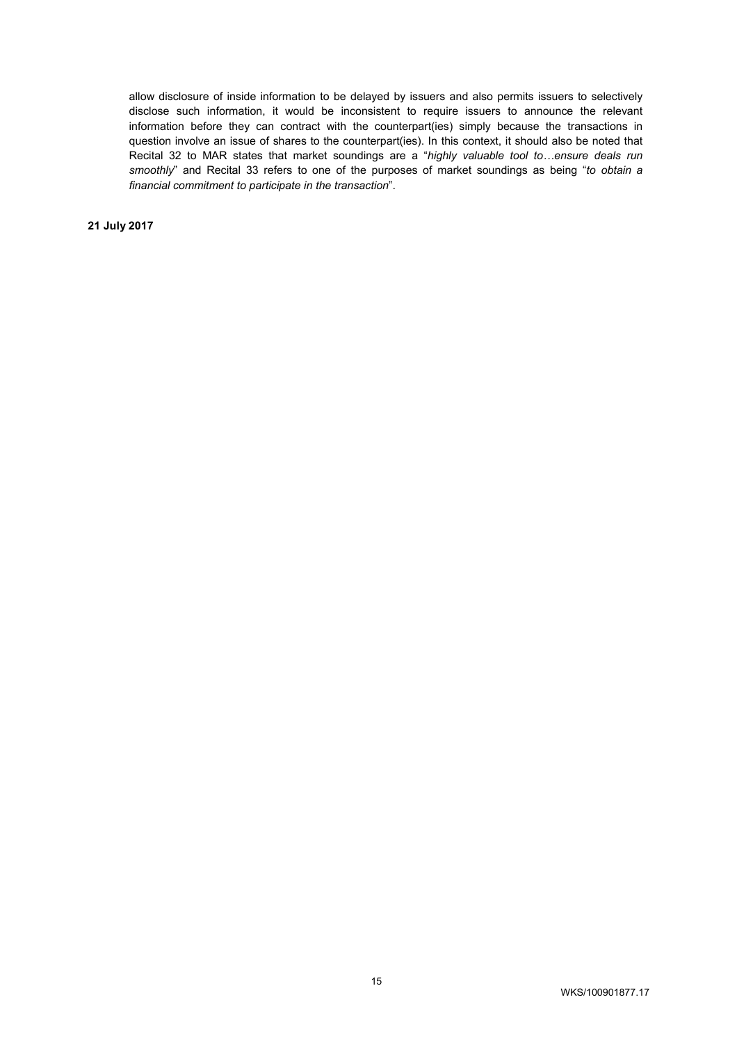allow disclosure of inside information to be delayed by issuers and also permits issuers to selectively disclose such information, it would be inconsistent to require issuers to announce the relevant information before they can contract with the counterpart(ies) simply because the transactions in question involve an issue of shares to the counterpart(ies). In this context, it should also be noted that Recital 32 to MAR states that market soundings are a "*highly valuable tool to…ensure deals run smoothly*" and Recital 33 refers to one of the purposes of market soundings as being "*to obtain a financial commitment to participate in the transaction*".

**21 July 2017**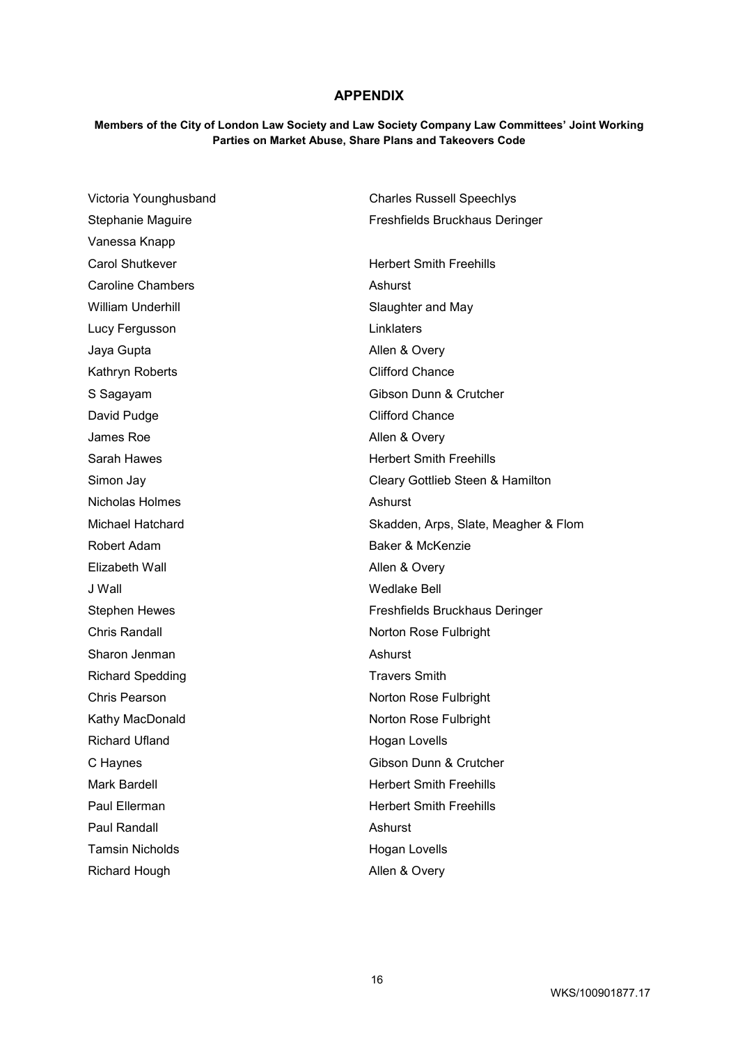## APPENDIX

**Members of the City of London Law Society and Law Society Company Law Committees' Joint Working Parties on Market Abuse, Share Plans and Takeovers Code**

| | |
|---|---|
| Victoria Younghusband | Charles Russell Speechlys |
| Stephanie Maguire | Freshfields Bruckhaus Deringer |
| Vanessa Knapp | |
| Carol Shutkever | Herbert Smith Freehills |
| Caroline Chambers | Ashurst |
| William Underhill | Slaughter and May |
| Lucy Fergusson | Linklaters |
| Jaya Gupta | Allen & Overy |
| Kathryn Roberts | Clifford Chance |
| S Sagayam | Gibson Dunn & Crutcher |
| David Pudge | Clifford Chance |
| James Roe | Allen & Overy |
| Sarah Hawes | Herbert Smith Freehills |
| Simon Jay | Cleary Gottlieb Steen & Hamilton |
| Nicholas Holmes | Ashurst |
| Michael Hatchard | Skadden, Arps, Slate, Meagher & Flom |
| Robert Adam | Baker & McKenzie |
| Elizabeth Wall | Allen & Overy |
| J Wall | Wedlake Bell |
| Stephen Hewes | Freshfields Bruckhaus Deringer |
| Chris Randall | Norton Rose Fulbright |
| Sharon Jenman | Ashurst |
| Richard Spedding | Travers Smith |
| Chris Pearson | Norton Rose Fulbright |
| Kathy MacDonald | Norton Rose Fulbright |
| Richard Ufland | Hogan Lovells |
| C Haynes | Gibson Dunn & Crutcher |
| Mark Bardell | Herbert Smith Freehills |
| Paul Ellerman | Herbert Smith Freehills |
| Paul Randall | Ashurst |
| Tamsin Nicholds | Hogan Lovells |
| Richard Hough | Allen & Overy |

WKS/100901877.17